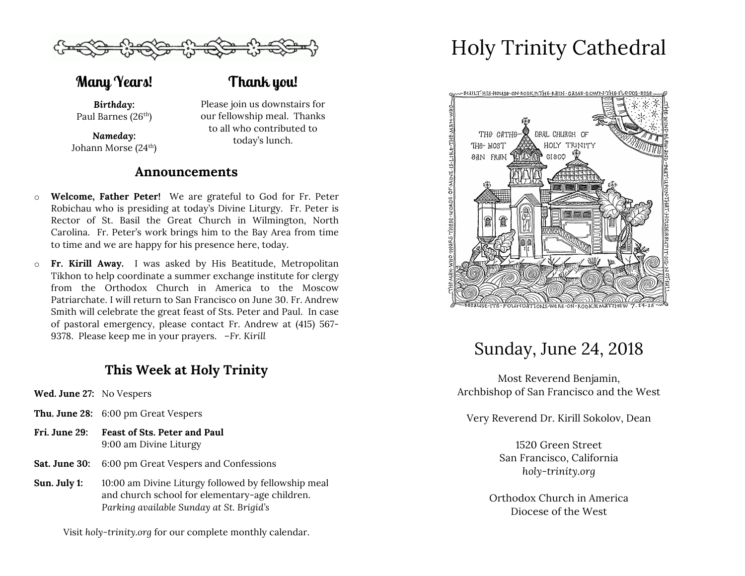## Many Years!

***Birthday:***
Paul Barnes (26th)

***Nameday:***
Johann Morse (24th)

## Thank you!

Please join us downstairs for our fellowship meal. Thanks to all who contributed to today's lunch.

## Announcements

- **Welcome, Father Peter!** We are grateful to God for Fr. Peter Robichau who is presiding at today's Divine Liturgy. Fr. Peter is Rector of St. Basil the Great Church in Wilmington, North Carolina. Fr. Peter's work brings him to the Bay Area from time to time and we are happy for his presence here, today.
- **Fr. Kirill Away.** I was asked by His Beatitude, Metropolitan Tikhon to help coordinate a summer exchange institute for clergy from the Orthodox Church in America to the Moscow Patriarchate. I will return to San Francisco on June 30. Fr. Andrew Smith will celebrate the great feast of Sts. Peter and Paul. In case of pastoral emergency, please contact Fr. Andrew at (415) 567-9378. Please keep me in your prayers. *–Fr. Kirill*

## This Week at Holy Trinity

**Wed. June 27:** No Vespers

**Thu. June 28:** 6:00 pm Great Vespers

**Fri. June 29:** **Feast of Sts. Peter and Paul**
9:00 am Divine Liturgy

**Sat. June 30:** 6:00 pm Great Vespers and Confessions

**Sun. July 1:** 10:00 am Divine Liturgy followed by fellowship meal and church school for elementary-age children.
*Parking available Sunday at St. Brigid's*

Visit *holy-trinity.org* for our complete monthly calendar.

# Holy Trinity Cathedral

## Sunday, June 24, 2018

Most Reverend Benjamin,
Archbishop of San Francisco and the West

Very Reverend Dr. Kirill Sokolov, Dean

1520 Green Street
San Francisco, California
*holy-trinity.org*

Orthodox Church in America
Diocese of the West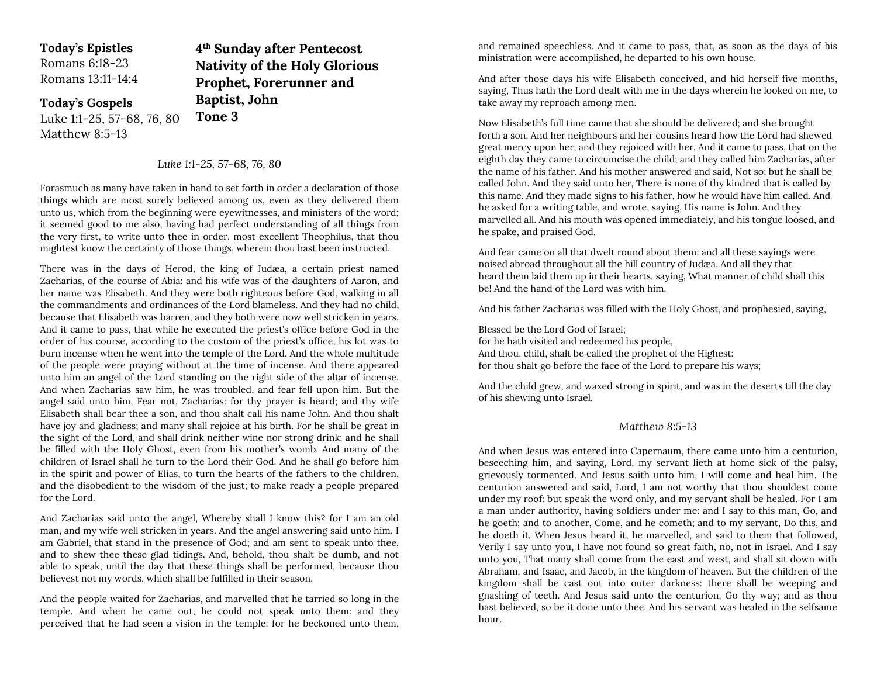**Today's Epistles**
Romans 6:18-23
Romans 13:11-14:4

**Today's Gospels**
Luke 1:1-25, 57-68, 76, 80
Matthew 8:5-13

## 4th Sunday after Pentecost
## Nativity of the Holy Glorious Prophet, Forerunner and Baptist, John
## Tone 3

*Luke 1:1-25, 57-68, 76, 80*

Forasmuch as many have taken in hand to set forth in order a declaration of those things which are most surely believed among us, even as they delivered them unto us, which from the beginning were eyewitnesses, and ministers of the word; it seemed good to me also, having had perfect understanding of all things from the very first, to write unto thee in order, most excellent Theophilus, that thou mightest know the certainty of those things, wherein thou hast been instructed.

There was in the days of Herod, the king of Judæa, a certain priest named Zacharias, of the course of Abia: and his wife was of the daughters of Aaron, and her name was Elisabeth. And they were both righteous before God, walking in all the commandments and ordinances of the Lord blameless. And they had no child, because that Elisabeth was barren, and they both were now well stricken in years. And it came to pass, that while he executed the priest's office before God in the order of his course, according to the custom of the priest's office, his lot was to burn incense when he went into the temple of the Lord. And the whole multitude of the people were praying without at the time of incense. And there appeared unto him an angel of the Lord standing on the right side of the altar of incense. And when Zacharias saw him, he was troubled, and fear fell upon him. But the angel said unto him, Fear not, Zacharias: for thy prayer is heard; and thy wife Elisabeth shall bear thee a son, and thou shalt call his name John. And thou shalt have joy and gladness; and many shall rejoice at his birth. For he shall be great in the sight of the Lord, and shall drink neither wine nor strong drink; and he shall be filled with the Holy Ghost, even from his mother's womb. And many of the children of Israel shall he turn to the Lord their God. And he shall go before him in the spirit and power of Elias, to turn the hearts of the fathers to the children, and the disobedient to the wisdom of the just; to make ready a people prepared for the Lord.

And Zacharias said unto the angel, Whereby shall I know this? for I am an old man, and my wife well stricken in years. And the angel answering said unto him, I am Gabriel, that stand in the presence of God; and am sent to speak unto thee, and to shew thee these glad tidings. And, behold, thou shalt be dumb, and not able to speak, until the day that these things shall be performed, because thou believest not my words, which shall be fulfilled in their season.

And the people waited for Zacharias, and marvelled that he tarried so long in the temple. And when he came out, he could not speak unto them: and they perceived that he had seen a vision in the temple: for he beckoned unto them, and remained speechless. And it came to pass, that, as soon as the days of his ministration were accomplished, he departed to his own house.

And after those days his wife Elisabeth conceived, and hid herself five months, saying, Thus hath the Lord dealt with me in the days wherein he looked on me, to take away my reproach among men.

Now Elisabeth's full time came that she should be delivered; and she brought forth a son. And her neighbours and her cousins heard how the Lord had shewed great mercy upon her; and they rejoiced with her. And it came to pass, that on the eighth day they came to circumcise the child; and they called him Zacharias, after the name of his father. And his mother answered and said, Not so; but he shall be called John. And they said unto her, There is none of thy kindred that is called by this name. And they made signs to his father, how he would have him called. And he asked for a writing table, and wrote, saying, His name is John. And they marvelled all. And his mouth was opened immediately, and his tongue loosed, and he spake, and praised God.

And fear came on all that dwelt round about them: and all these sayings were noised abroad throughout all the hill country of Judæa. And all they that heard them laid them up in their hearts, saying, What manner of child shall this be! And the hand of the Lord was with him.

And his father Zacharias was filled with the Holy Ghost, and prophesied, saying,

Blessed be the Lord God of Israel;
for he hath visited and redeemed his people,
And thou, child, shalt be called the prophet of the Highest:
for thou shalt go before the face of the Lord to prepare his ways;

And the child grew, and waxed strong in spirit, and was in the deserts till the day of his shewing unto Israel.

*Matthew 8:5-13*

And when Jesus was entered into Capernaum, there came unto him a centurion, beseeching him, and saying, Lord, my servant lieth at home sick of the palsy, grievously tormented. And Jesus saith unto him, I will come and heal him. The centurion answered and said, Lord, I am not worthy that thou shouldest come under my roof: but speak the word only, and my servant shall be healed. For I am a man under authority, having soldiers under me: and I say to this man, Go, and he goeth; and to another, Come, and he cometh; and to my servant, Do this, and he doeth it. When Jesus heard it, he marvelled, and said to them that followed, Verily I say unto you, I have not found so great faith, no, not in Israel. And I say unto you, That many shall come from the east and west, and shall sit down with Abraham, and Isaac, and Jacob, in the kingdom of heaven. But the children of the kingdom shall be cast out into outer darkness: there shall be weeping and gnashing of teeth. And Jesus said unto the centurion, Go thy way; and as thou hast believed, so be it done unto thee. And his servant was healed in the selfsame hour.